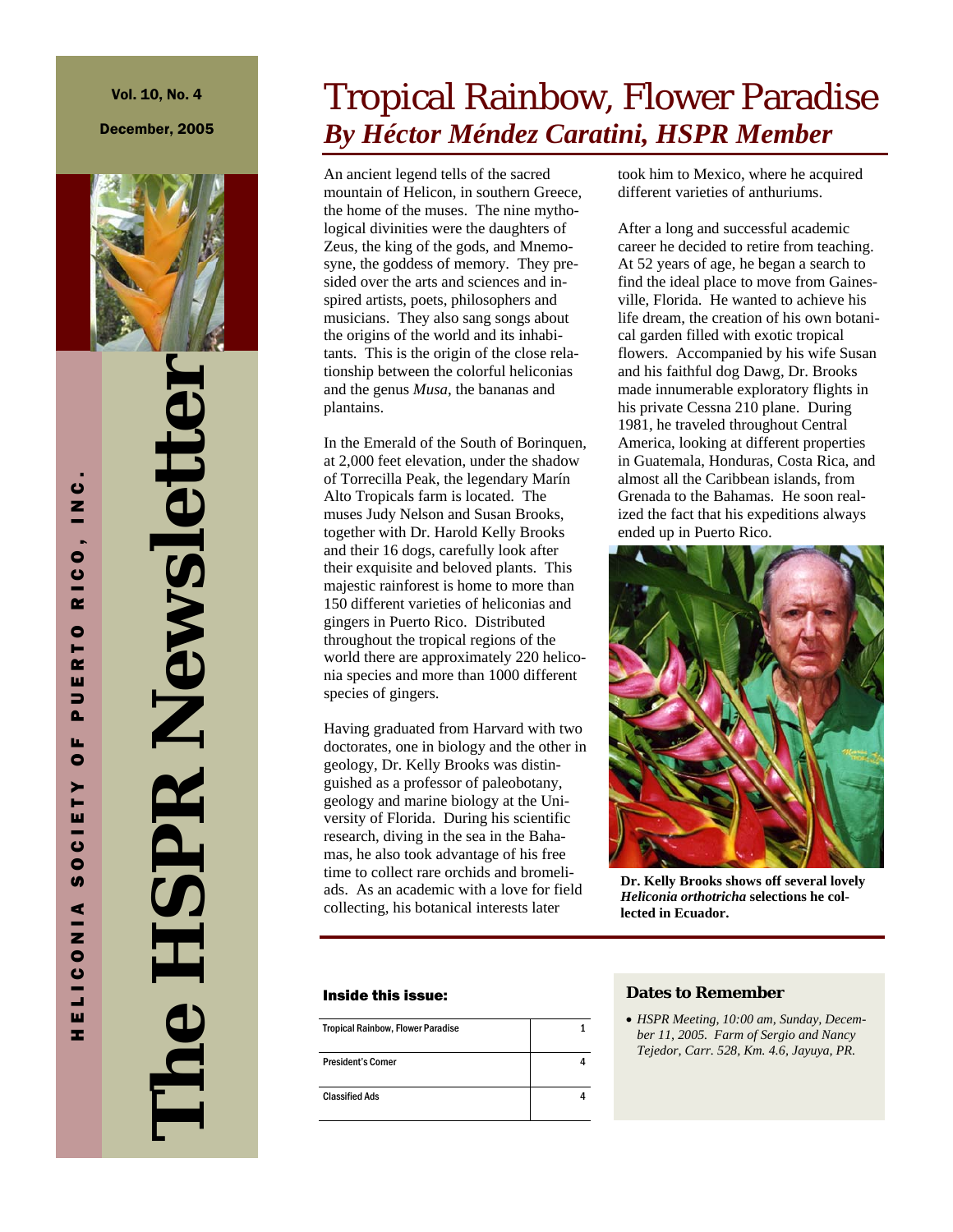# The HSPR Newsletter

HELICONIA SOCIETY OF PUERTO RICO, INC.

Vol. 10, No. 4

December, 2005

# Tropical Rainbow, Flower Paradise

## *By Héctor Méndez Caratini, HSPR Member*

An ancient legend tells of the sacred mountain of Helicon, in southern Greece, the home of the muses. The nine mythological divinities were the daughters of Zeus, the king of the gods, and Mnemosyne, the goddess of memory. They presided over the arts and sciences and inspired artists, poets, philosophers and musicians. They also sang songs about the origins of the world and its inhabitants. This is the origin of the close relationship between the colorful heliconias and the genus *Musa*, the bananas and plantains.

In the Emerald of the South of Borinquen, at 2,000 feet elevation, under the shadow of Torrecilla Peak, the legendary Marín Alto Tropicals farm is located. The muses Judy Nelson and Susan Brooks, together with Dr. Harold Kelly Brooks and their 16 dogs, carefully look after their exquisite and beloved plants. This majestic rainforest is home to more than 150 different varieties of heliconias and gingers in Puerto Rico. Distributed throughout the tropical regions of the world there are approximately 220 heliconia species and more than 1000 different species of gingers.

Having graduated from Harvard with two doctorates, one in biology and the other in geology, Dr. Kelly Brooks was distinguished as a professor of paleobotany, geology and marine biology at the University of Florida. During his scientific research, diving in the sea in the Bahamas, he also took advantage of his free time to collect rare orchids and bromeliads. As an academic with a love for field collecting, his botanical interests later took him to Mexico, where he acquired different varieties of anthuriums.

After a long and successful academic career he decided to retire from teaching. At 52 years of age, he began a search to find the ideal place to move from Gainesville, Florida. He wanted to achieve his life dream, the creation of his own botanical garden filled with exotic tropical flowers. Accompanied by his wife Susan and his faithful dog Dawg, Dr. Brooks made innumerable exploratory flights in his private Cessna 210 plane. During 1981, he traveled throughout Central America, looking at different properties in Guatemala, Honduras, Costa Rica, and almost all the Caribbean islands, from Grenada to the Bahamas. He soon realized the fact that his expeditions always ended up in Puerto Rico.

**Dr. Kelly Brooks shows off several lovely *Heliconia orthotricha* selections he collected in Ecuador.**

### Inside this issue:

| | |
|---|---|
| Tropical Rainbow, Flower Paradise | 1 |
| President's Corner | 4 |
| Classified Ads | 4 |

### Dates to Remember

- *HSPR Meeting, 10:00 am, Sunday, December 11, 2005. Farm of Sergio and Nancy Tejedor, Carr. 528, Km. 4.6, Jayuya, PR.*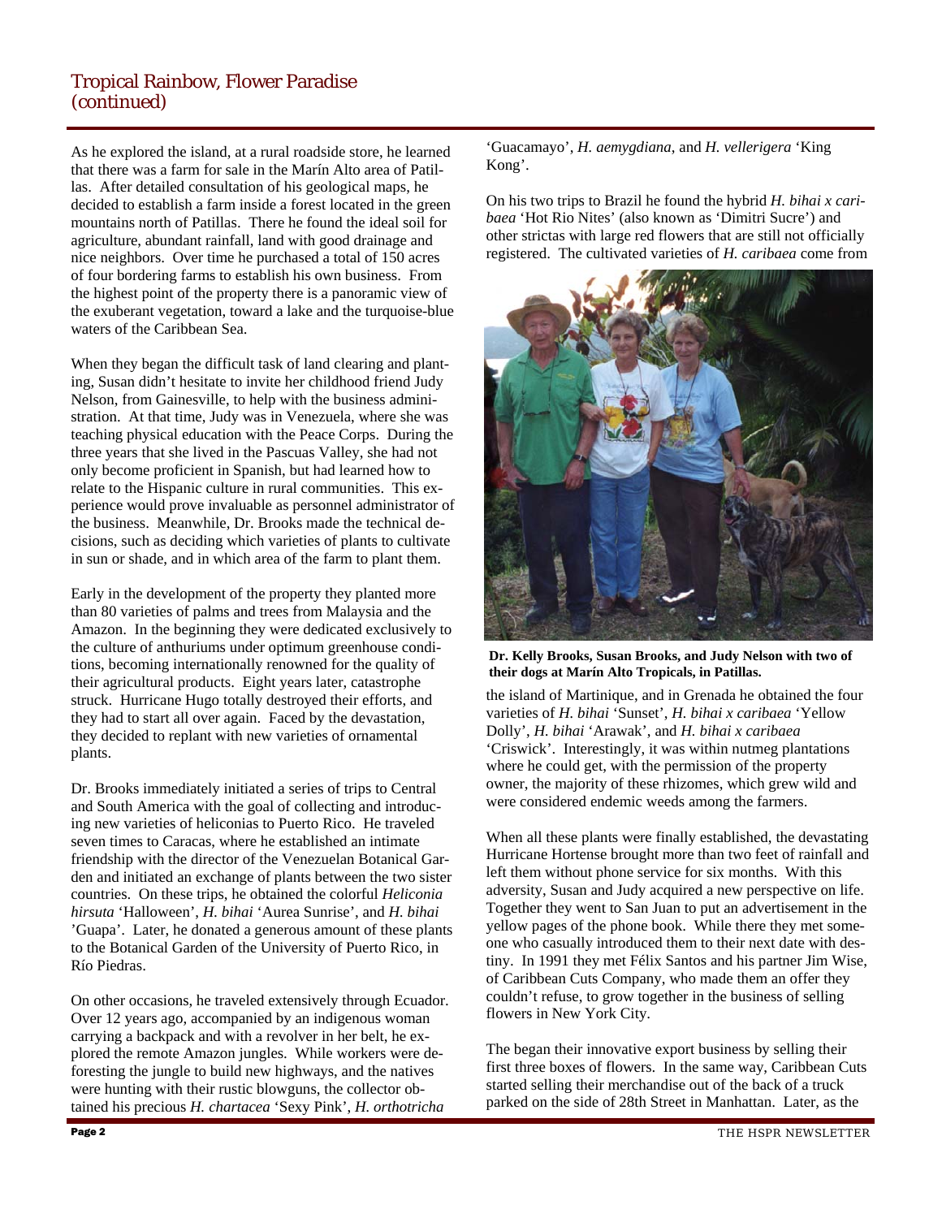## Tropical Rainbow, Flower Paradise (continued)

As he explored the island, at a rural roadside store, he learned that there was a farm for sale in the Marín Alto area of Patillas. After detailed consultation of his geological maps, he decided to establish a farm inside a forest located in the green mountains north of Patillas. There he found the ideal soil for agriculture, abundant rainfall, land with good drainage and nice neighbors. Over time he purchased a total of 150 acres of four bordering farms to establish his own business. From the highest point of the property there is a panoramic view of the exuberant vegetation, toward a lake and the turquoise-blue waters of the Caribbean Sea.

When they began the difficult task of land clearing and planting, Susan didn't hesitate to invite her childhood friend Judy Nelson, from Gainesville, to help with the business administration. At that time, Judy was in Venezuela, where she was teaching physical education with the Peace Corps. During the three years that she lived in the Pascuas Valley, she had not only become proficient in Spanish, but had learned how to relate to the Hispanic culture in rural communities. This experience would prove invaluable as personnel administrator of the business. Meanwhile, Dr. Brooks made the technical decisions, such as deciding which varieties of plants to cultivate in sun or shade, and in which area of the farm to plant them.

Early in the development of the property they planted more than 80 varieties of palms and trees from Malaysia and the Amazon. In the beginning they were dedicated exclusively to the culture of anthuriums under optimum greenhouse conditions, becoming internationally renowned for the quality of their agricultural products. Eight years later, catastrophe struck. Hurricane Hugo totally destroyed their efforts, and they had to start all over again. Faced by the devastation, they decided to replant with new varieties of ornamental plants.

Dr. Brooks immediately initiated a series of trips to Central and South America with the goal of collecting and introducing new varieties of heliconias to Puerto Rico. He traveled seven times to Caracas, where he established an intimate friendship with the director of the Venezuelan Botanical Garden and initiated an exchange of plants between the two sister countries. On these trips, he obtained the colorful *Heliconia hirsuta* 'Halloween', *H. bihai* 'Aurea Sunrise', and *H. bihai* 'Guapa'. Later, he donated a generous amount of these plants to the Botanical Garden of the University of Puerto Rico, in Río Piedras.

On other occasions, he traveled extensively through Ecuador. Over 12 years ago, accompanied by an indigenous woman carrying a backpack and with a revolver in her belt, he explored the remote Amazon jungles. While workers were deforesting the jungle to build new highways, and the natives were hunting with their rustic blowguns, the collector obtained his precious *H. chartacea* 'Sexy Pink', *H. orthotricha* 'Guacamayo', *H. aemygdiana*, and *H. vellerigera* 'King Kong'.

On his two trips to Brazil he found the hybrid *H. bihai x caribaea* 'Hot Rio Nites' (also known as 'Dimitri Sucre') and other strictas with large red flowers that are still not officially registered. The cultivated varieties of *H. caribaea* come from the island of Martinique, and in Grenada he obtained the four varieties of *H. bihai* 'Sunset', *H. bihai x caribaea* 'Yellow Dolly', *H. bihai* 'Arawak', and *H. bihai x caribaea* 'Criswick'. Interestingly, it was within nutmeg plantations where he could get, with the permission of the property owner, the majority of these rhizomes, which grew wild and were considered endemic weeds among the farmers.

**Dr. Kelly Brooks, Susan Brooks, and Judy Nelson with two of their dogs at Marín Alto Tropicals, in Patillas.**

When all these plants were finally established, the devastating Hurricane Hortense brought more than two feet of rainfall and left them without phone service for six months. With this adversity, Susan and Judy acquired a new perspective on life. Together they went to San Juan to put an advertisement in the yellow pages of the phone book. While there they met someone who casually introduced them to their next date with destiny. In 1991 they met Félix Santos and his partner Jim Wise, of Caribbean Cuts Company, who made them an offer they couldn't refuse, to grow together in the business of selling flowers in New York City.

The began their innovative export business by selling their first three boxes of flowers. In the same way, Caribbean Cuts started selling their merchandise out of the back of a truck parked on the side of 28th Street in Manhattan. Later, as the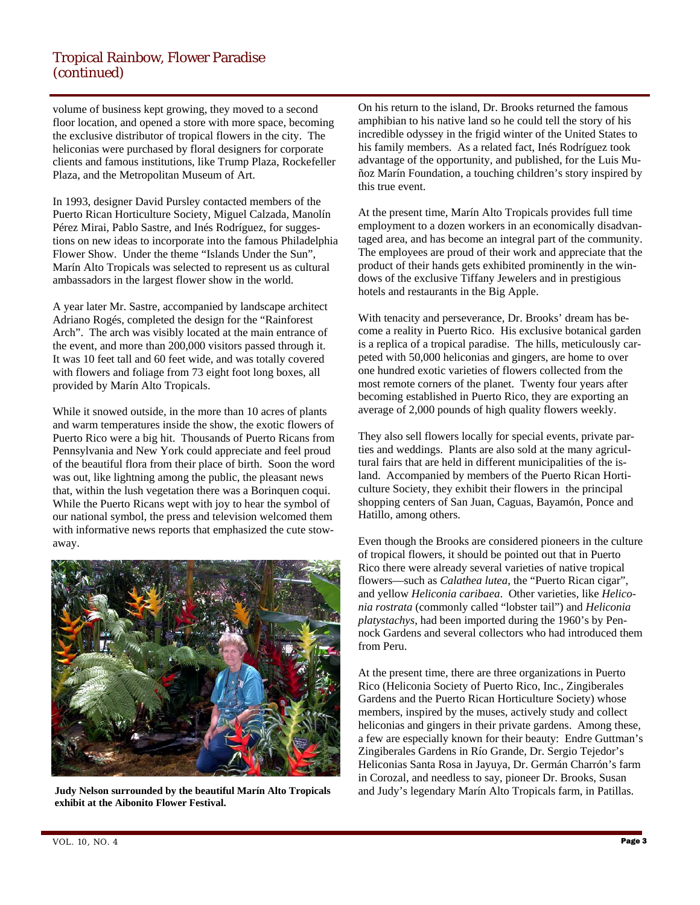## Tropical Rainbow, Flower Paradise *(continued)*

volume of business kept growing, they moved to a second floor location, and opened a store with more space, becoming the exclusive distributor of tropical flowers in the city. The heliconias were purchased by floral designers for corporate clients and famous institutions, like Trump Plaza, Rockefeller Plaza, and the Metropolitan Museum of Art.

In 1993, designer David Pursley contacted members of the Puerto Rican Horticulture Society, Miguel Calzada, Manolín Pérez Mirai, Pablo Sastre, and Inés Rodríguez, for suggestions on new ideas to incorporate into the famous Philadelphia Flower Show. Under the theme "Islands Under the Sun", Marín Alto Tropicals was selected to represent us as cultural ambassadors in the largest flower show in the world.

A year later Mr. Sastre, accompanied by landscape architect Adriano Rogés, completed the design for the "Rainforest Arch". The arch was visibly located at the main entrance of the event, and more than 200,000 visitors passed through it. It was 10 feet tall and 60 feet wide, and was totally covered with flowers and foliage from 73 eight foot long boxes, all provided by Marín Alto Tropicals.

While it snowed outside, in the more than 10 acres of plants and warm temperatures inside the show, the exotic flowers of Puerto Rico were a big hit. Thousands of Puerto Ricans from Pennsylvania and New York could appreciate and feel proud of the beautiful flora from their place of birth. Soon the word was out, like lightning among the public, the pleasant news that, within the lush vegetation there was a Borinquen coqui. While the Puerto Ricans wept with joy to hear the symbol of our national symbol, the press and television welcomed them with informative news reports that emphasized the cute stowaway.

**Judy Nelson surrounded by the beautiful Marín Alto Tropicals exhibit at the Aibonito Flower Festival.**

On his return to the island, Dr. Brooks returned the famous amphibian to his native land so he could tell the story of his incredible odyssey in the frigid winter of the United States to his family members. As a related fact, Inés Rodríguez took advantage of the opportunity, and published, for the Luis Muñoz Marín Foundation, a touching children's story inspired by this true event.

At the present time, Marín Alto Tropicals provides full time employment to a dozen workers in an economically disadvantaged area, and has become an integral part of the community. The employees are proud of their work and appreciate that the product of their hands gets exhibited prominently in the windows of the exclusive Tiffany Jewelers and in prestigious hotels and restaurants in the Big Apple.

With tenacity and perseverance, Dr. Brooks' dream has become a reality in Puerto Rico. His exclusive botanical garden is a replica of a tropical paradise. The hills, meticulously carpeted with 50,000 heliconias and gingers, are home to over one hundred exotic varieties of flowers collected from the most remote corners of the planet. Twenty four years after becoming established in Puerto Rico, they are exporting an average of 2,000 pounds of high quality flowers weekly.

They also sell flowers locally for special events, private parties and weddings. Plants are also sold at the many agricultural fairs that are held in different municipalities of the island. Accompanied by members of the Puerto Rican Horticulture Society, they exhibit their flowers in the principal shopping centers of San Juan, Caguas, Bayamón, Ponce and Hatillo, among others.

Even though the Brooks are considered pioneers in the culture of tropical flowers, it should be pointed out that in Puerto Rico there were already several varieties of native tropical flowers—such as *Calathea lutea*, the "Puerto Rican cigar", and yellow *Heliconia caribaea*. Other varieties, like *Heliconia rostrata* (commonly called "lobster tail") and *Heliconia platystachys*, had been imported during the 1960's by Pennock Gardens and several collectors who had introduced them from Peru.

At the present time, there are three organizations in Puerto Rico (Heliconia Society of Puerto Rico, Inc., Zingiberales Gardens and the Puerto Rican Horticulture Society) whose members, inspired by the muses, actively study and collect heliconias and gingers in their private gardens. Among these, a few are especially known for their beauty: Endre Guttman's Zingiberales Gardens in Río Grande, Dr. Sergio Tejedor's Heliconias Santa Rosa in Jayuya, Dr. Germán Charrón's farm in Corozal, and needless to say, pioneer Dr. Brooks, Susan and Judy's legendary Marín Alto Tropicals farm, in Patillas.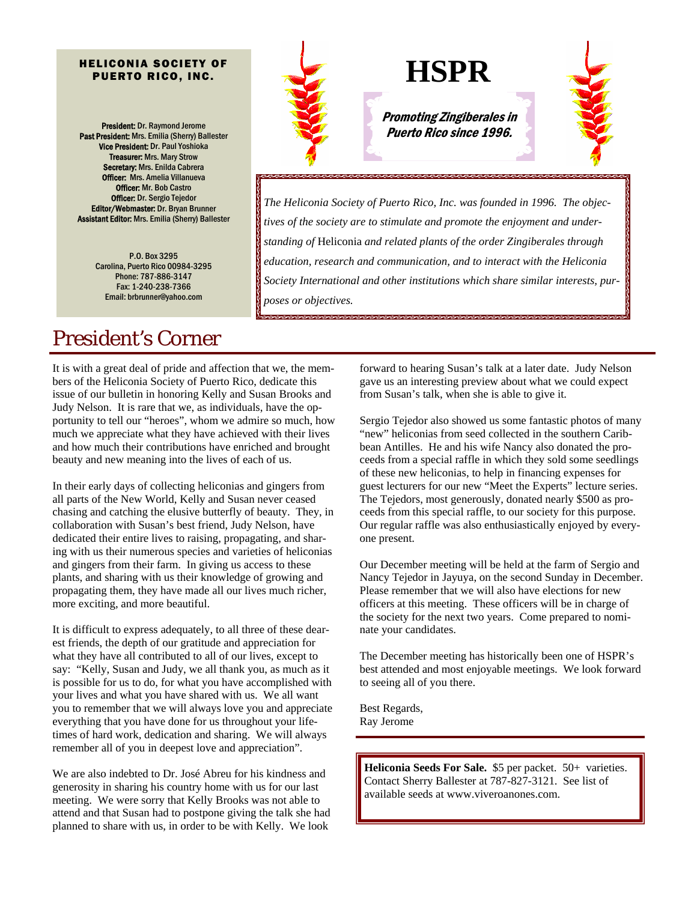**HELICONIA SOCIETY OF PUERTO RICO, INC.**

**President:** Dr. Raymond Jerome
**Past President:** Mrs. Emilia (Sherry) Ballester
**Vice President:** Dr. Paul Yoshioka
**Treasurer:** Mrs. Mary Strow
**Secretary:** Mrs. Enilda Cabrera
**Officer:** Mrs. Amelia Villanueva
**Officer:** Mr. Bob Castro
**Officer:** Dr. Sergio Tejedor
**Editor/Webmaster:** Dr. Bryan Brunner
**Assistant Editor:** Mrs. Emilia (Sherry) Ballester

P.O. Box 3295
Carolina, Puerto Rico 00984-3295
Phone: 787-886-3147
Fax: 1-240-238-7366
Email: brbrunner@yahoo.com

# HSPR

***Promoting Zingiberales in Puerto Rico since 1996.***

*The Heliconia Society of Puerto Rico, Inc. was founded in 1996. The objectives of the society are to stimulate and promote the enjoyment and understanding of* Heliconia *and related plants of the order Zingiberales through education, research and communication, and to interact with the Heliconia Society International and other institutions which share similar interests, purposes or objectives.*

## President's Corner

It is with a great deal of pride and affection that we, the members of the Heliconia Society of Puerto Rico, dedicate this issue of our bulletin in honoring Kelly and Susan Brooks and Judy Nelson. It is rare that we, as individuals, have the opportunity to tell our "heroes", whom we admire so much, how much we appreciate what they have achieved with their lives and how much their contributions have enriched and brought beauty and new meaning into the lives of each of us.

In their early days of collecting heliconias and gingers from all parts of the New World, Kelly and Susan never ceased chasing and catching the elusive butterfly of beauty. They, in collaboration with Susan's best friend, Judy Nelson, have dedicated their entire lives to raising, propagating, and sharing with us their numerous species and varieties of heliconias and gingers from their farm. In giving us access to these plants, and sharing with us their knowledge of growing and propagating them, they have made all our lives much richer, more exciting, and more beautiful.

It is difficult to express adequately, to all three of these dearest friends, the depth of our gratitude and appreciation for what they have all contributed to all of our lives, except to say: "Kelly, Susan and Judy, we all thank you, as much as it is possible for us to do, for what you have accomplished with your lives and what you have shared with us. We all want you to remember that we will always love you and appreciate everything that you have done for us throughout your lifetimes of hard work, dedication and sharing. We will always remember all of you in deepest love and appreciation".

We are also indebted to Dr. José Abreu for his kindness and generosity in sharing his country home with us for our last meeting. We were sorry that Kelly Brooks was not able to attend and that Susan had to postpone giving the talk she had planned to share with us, in order to be with Kelly. We look forward to hearing Susan's talk at a later date. Judy Nelson gave us an interesting preview about what we could expect from Susan's talk, when she is able to give it.

Sergio Tejedor also showed us some fantastic photos of many "new" heliconias from seed collected in the southern Caribbean Antilles. He and his wife Nancy also donated the proceeds from a special raffle in which they sold some seedlings of these new heliconias, to help in financing expenses for guest lecturers for our new "Meet the Experts" lecture series. The Tejedors, most generously, donated nearly $500 as proceeds from this special raffle, to our society for this purpose. Our regular raffle was also enthusiastically enjoyed by everyone present.

Our December meeting will be held at the farm of Sergio and Nancy Tejedor in Jayuya, on the second Sunday in December. Please remember that we will also have elections for new officers at this meeting. These officers will be in charge of the society for the next two years. Come prepared to nominate your candidates.

The December meeting has historically been one of HSPR's best attended and most enjoyable meetings. We look forward to seeing all of you there.

Best Regards,
Ray Jerome

**Heliconia Seeds For Sale.** $5 per packet. 50+ varieties. Contact Sherry Ballester at 787-827-3121. See list of available seeds at www.viveroanones.com.